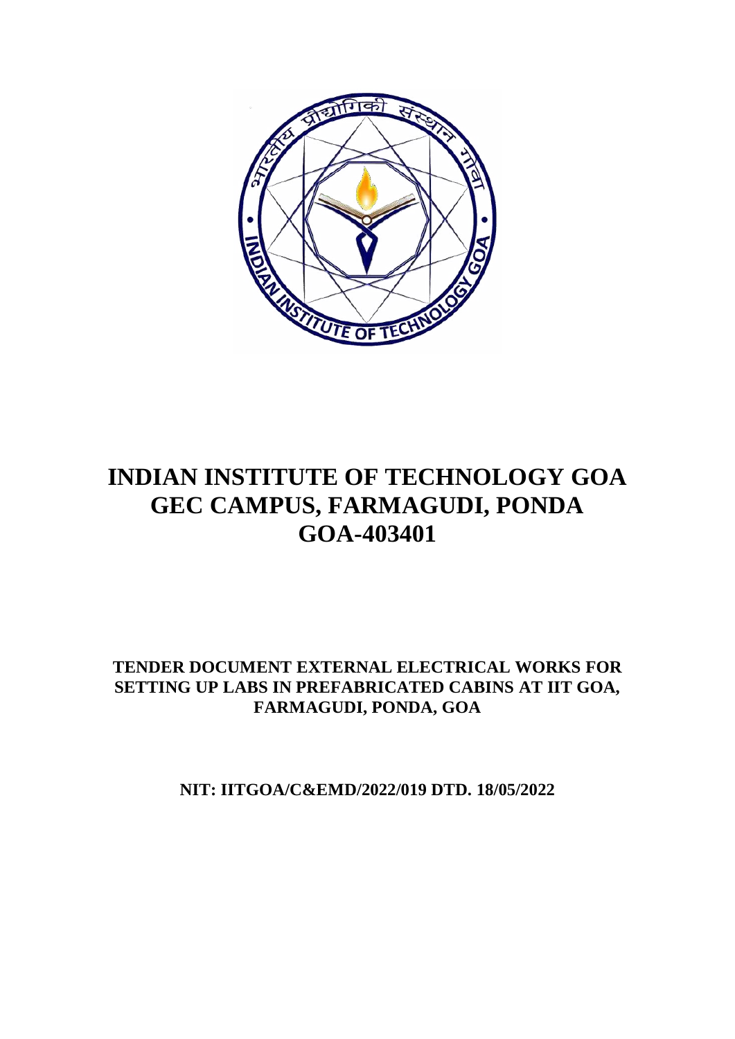# INDIAN INSTITUTE OF TECHNOLOGY GOA
# GEC CAMPUS, FARMAGUDI, PONDA
# GOA-403401

### TENDER DOCUMENT EXTERNAL ELECTRICAL WORKS FOR SETTING UP LABS IN PREFABRICATED CABINS AT IIT GOA, FARMAGUDI, PONDA, GOA

**NIT: IITGOA/C&EMD/2022/019 DTD. 18/05/2022**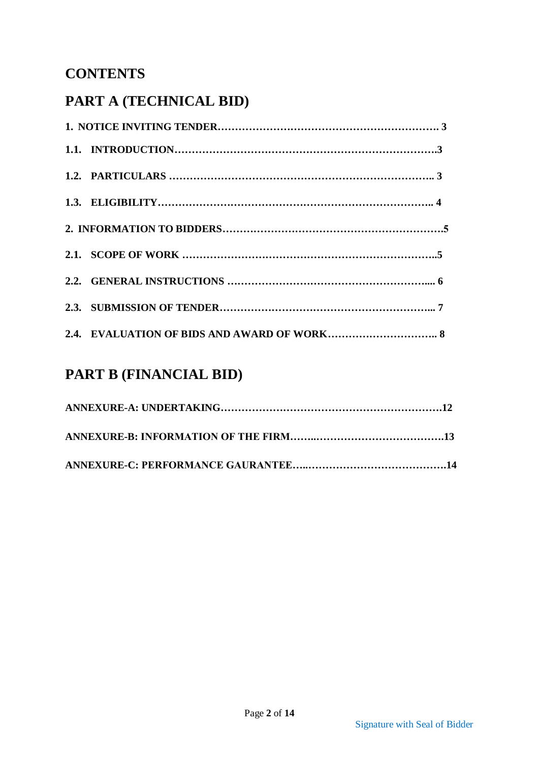# CONTENTS

# PART A (TECHNICAL BID)

**1. NOTICE INVITING TENDER……………………………………………………… 3**

**1.1. INTRODUCTION…………………………………………………………………3**

**1.2. PARTICULARS ………………………………………………………………….. 3**

**1.3. ELIGIBILITY…………………………………………………………………….. 4**

**2. INFORMATION TO BIDDERS………………………………………………………5**

**2.1. SCOPE OF WORK ………………………………………………………………..5**

**2.2. GENERAL INSTRUCTIONS …………………………………………………..... 6**

**2.3. SUBMISSION OF TENDER……………………………………………………... 7**

**2.4. EVALUATION OF BIDS AND AWARD OF WORK………………………….. 8**

# PART B (FINANCIAL BID)

**ANNEXURE-A: UNDERTAKING……………………………………………………….12**

**ANNEXURE-B: INFORMATION OF THE FIRM……...……………………………….13**

**ANNEXURE-C: PERFORMANCE GAURANTEE…..………………………………….14**

Signature with Seal of Bidder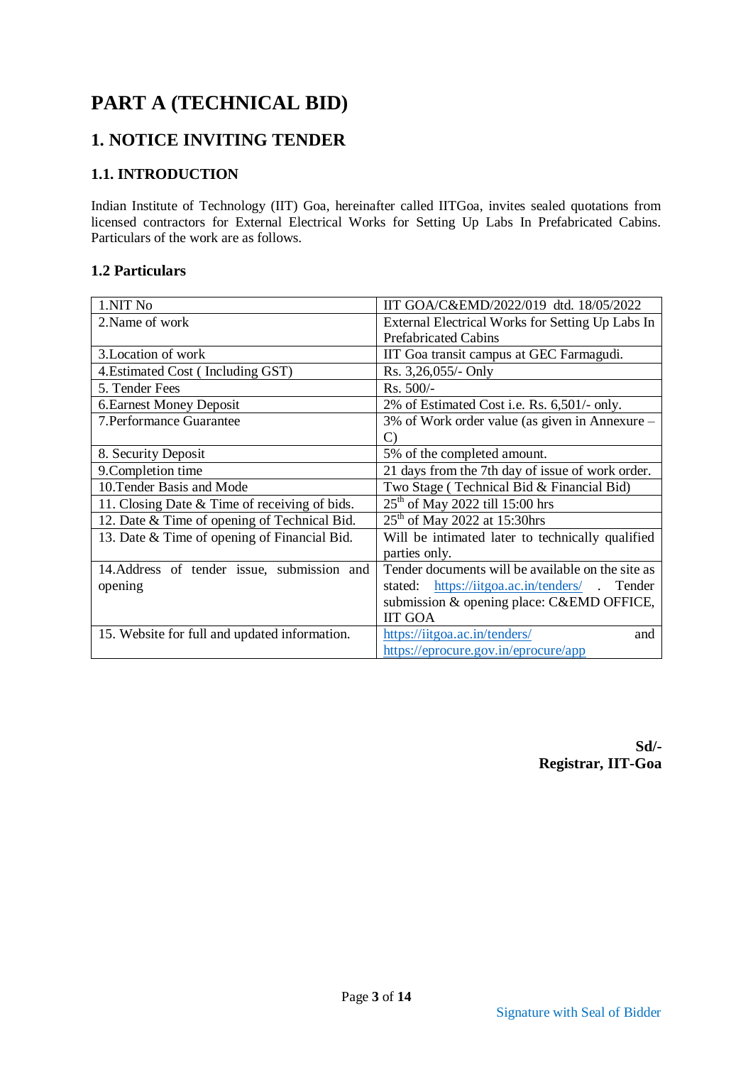# PART A (TECHNICAL BID)

## 1. NOTICE INVITING TENDER

### 1.1. INTRODUCTION

Indian Institute of Technology (IIT) Goa, hereinafter called IITGoa, invites sealed quotations from licensed contractors for External Electrical Works for Setting Up Labs In Prefabricated Cabins. Particulars of the work are as follows.

### 1.2 Particulars

| | |
|---|---|
| 1.NIT No | IIT GOA/C&EMD/2022/019 dtd. 18/05/2022 |
| 2.Name of work | External Electrical Works for Setting Up Labs In Prefabricated Cabins |
| 3.Location of work | IIT Goa transit campus at GEC Farmagudi. |
| 4.Estimated Cost ( Including GST) | Rs. 3,26,055/- Only |
| 5. Tender Fees | Rs. 500/- |
| 6.Earnest Money Deposit | 2% of Estimated Cost i.e. Rs. 6,501/- only. |
| 7.Performance Guarantee | 3% of Work order value (as given in Annexure – C) |
| 8. Security Deposit | 5% of the completed amount. |
| 9.Completion time | 21 days from the 7th day of issue of work order. |
| 10.Tender Basis and Mode | Two Stage ( Technical Bid & Financial Bid) |
| 11. Closing Date & Time of receiving of bids. | 25th of May 2022 till 15:00 hrs |
| 12. Date & Time of opening of Technical Bid. | 25th of May 2022 at 15:30hrs |
| 13. Date & Time of opening of Financial Bid. | Will be intimated later to technically qualified parties only. |
| 14.Address of tender issue, submission and opening | Tender documents will be available on the site as stated: https://iitgoa.ac.in/tenders/ . Tender submission & opening place: C&EMD OFFICE, IIT GOA |
| 15. Website for full and updated information. | https://iitgoa.ac.in/tenders/ and https://eprocure.gov.in/eprocure/app |

**Sd/-**
**Registrar, IIT-Goa**

Signature with Seal of Bidder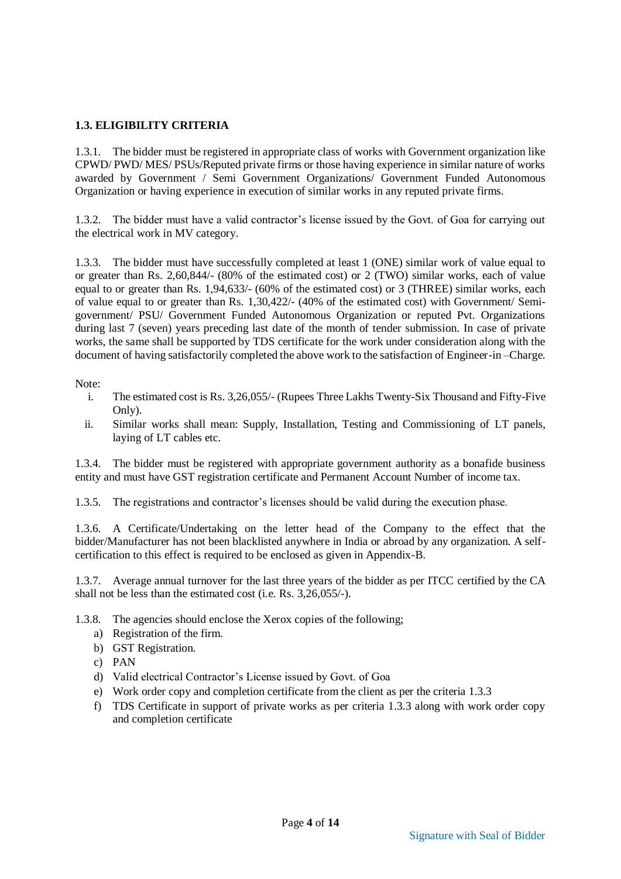### 1.3. ELIGIBILITY CRITERIA

1.3.1. The bidder must be registered in appropriate class of works with Government organization like CPWD/ PWD/ MES/ PSUs/Reputed private firms or those having experience in similar nature of works awarded by Government / Semi Government Organizations/ Government Funded Autonomous Organization or having experience in execution of similar works in any reputed private firms.

1.3.2. The bidder must have a valid contractor's license issued by the Govt. of Goa for carrying out the electrical work in MV category.

1.3.3. The bidder must have successfully completed at least 1 (ONE) similar work of value equal to or greater than Rs. 2,60,844/- (80% of the estimated cost) or 2 (TWO) similar works, each of value equal to or greater than Rs. 1,94,633/- (60% of the estimated cost) or 3 (THREE) similar works, each of value equal to or greater than Rs. 1,30,422/- (40% of the estimated cost) with Government/ Semi-government/ PSU/ Government Funded Autonomous Organization or reputed Pvt. Organizations during last 7 (seven) years preceding last date of the month of tender submission. In case of private works, the same shall be supported by TDS certificate for the work under consideration along with the document of having satisfactorily completed the above work to the satisfaction of Engineer-in –Charge.

Note:

1. The estimated cost is Rs. 3,26,055/- (Rupees Three Lakhs Twenty-Six Thousand and Fifty-Five Only).
2. Similar works shall mean: Supply, Installation, Testing and Commissioning of LT panels, laying of LT cables etc.

1.3.4. The bidder must be registered with appropriate government authority as a bonafide business entity and must have GST registration certificate and Permanent Account Number of income tax.

1.3.5. The registrations and contractor's licenses should be valid during the execution phase.

1.3.6. A Certificate/Undertaking on the letter head of the Company to the effect that the bidder/Manufacturer has not been blacklisted anywhere in India or abroad by any organization. A self-certification to this effect is required to be enclosed as given in Appendix-B.

1.3.7. Average annual turnover for the last three years of the bidder as per ITCC certified by the CA shall not be less than the estimated cost (i.e. Rs. 3,26,055/-).

1.3.8. The agencies should enclose the Xerox copies of the following;

a) Registration of the firm.
b) GST Registration.
c) PAN
d) Valid electrical Contractor's License issued by Govt. of Goa
e) Work order copy and completion certificate from the client as per the criteria 1.3.3
f) TDS Certificate in support of private works as per criteria 1.3.3 along with work order copy and completion certificate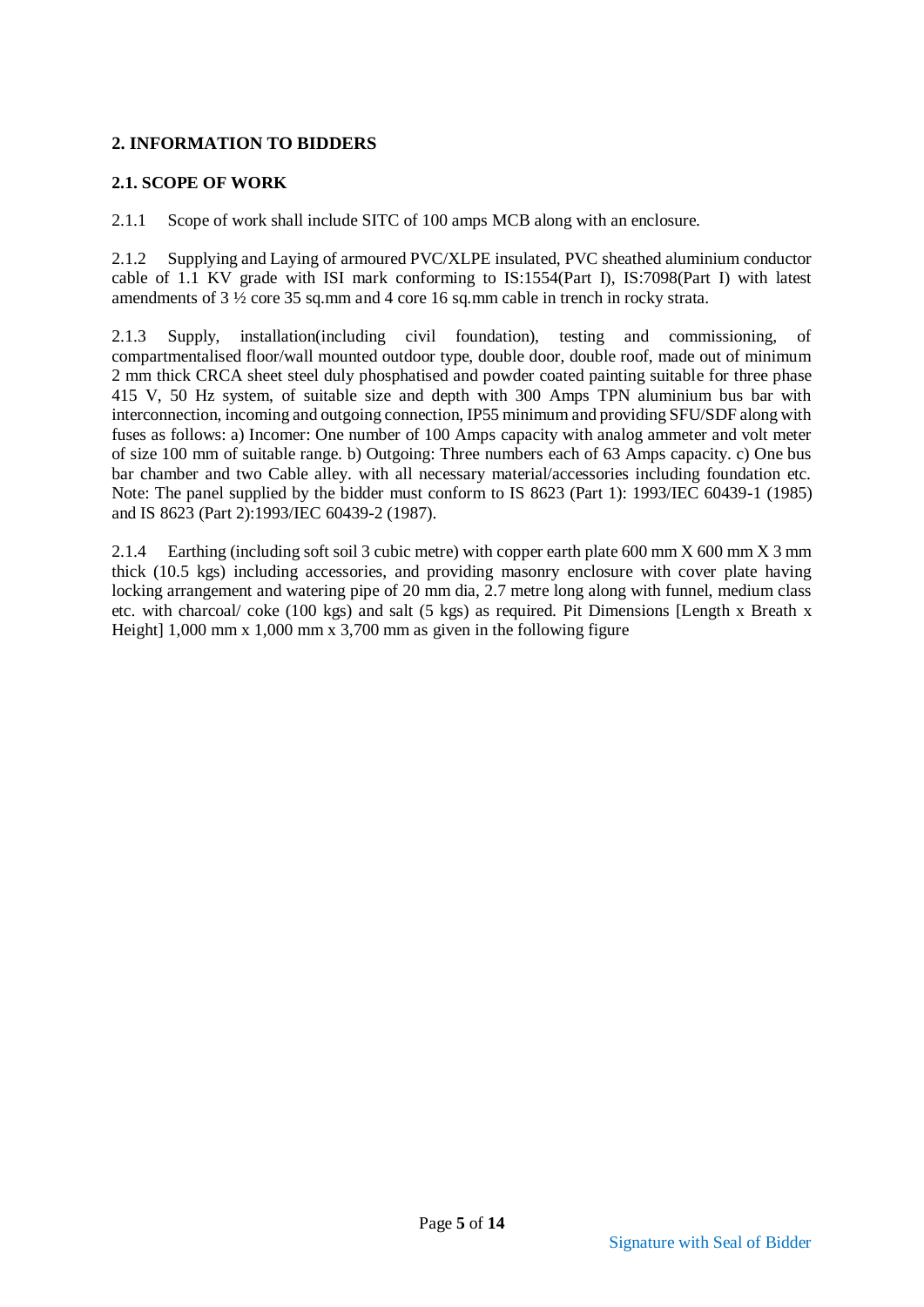## 2. INFORMATION TO BIDDERS

### 2.1. SCOPE OF WORK

2.1.1 Scope of work shall include SITC of 100 amps MCB along with an enclosure.

2.1.2 Supplying and Laying of armoured PVC/XLPE insulated, PVC sheathed aluminium conductor cable of 1.1 KV grade with ISI mark conforming to IS:1554(Part I), IS:7098(Part I) with latest amendments of 3 ½ core 35 sq.mm and 4 core 16 sq.mm cable in trench in rocky strata.

2.1.3 Supply, installation(including civil foundation), testing and commissioning, of compartmentalised floor/wall mounted outdoor type, double door, double roof, made out of minimum 2 mm thick CRCA sheet steel duly phosphatised and powder coated painting suitable for three phase 415 V, 50 Hz system, of suitable size and depth with 300 Amps TPN aluminium bus bar with interconnection, incoming and outgoing connection, IP55 minimum and providing SFU/SDF along with fuses as follows: a) Incomer: One number of 100 Amps capacity with analog ammeter and volt meter of size 100 mm of suitable range. b) Outgoing: Three numbers each of 63 Amps capacity. c) One bus bar chamber and two Cable alley. with all necessary material/accessories including foundation etc. Note: The panel supplied by the bidder must conform to IS 8623 (Part 1): 1993/IEC 60439-1 (1985) and IS 8623 (Part 2):1993/IEC 60439-2 (1987).

2.1.4 Earthing (including soft soil 3 cubic metre) with copper earth plate 600 mm X 600 mm X 3 mm thick (10.5 kgs) including accessories, and providing masonry enclosure with cover plate having locking arrangement and watering pipe of 20 mm dia, 2.7 metre long along with funnel, medium class etc. with charcoal/ coke (100 kgs) and salt (5 kgs) as required. Pit Dimensions [Length x Breath x Height] 1,000 mm x 1,000 mm x 3,700 mm as given in the following figure

Signature with Seal of Bidder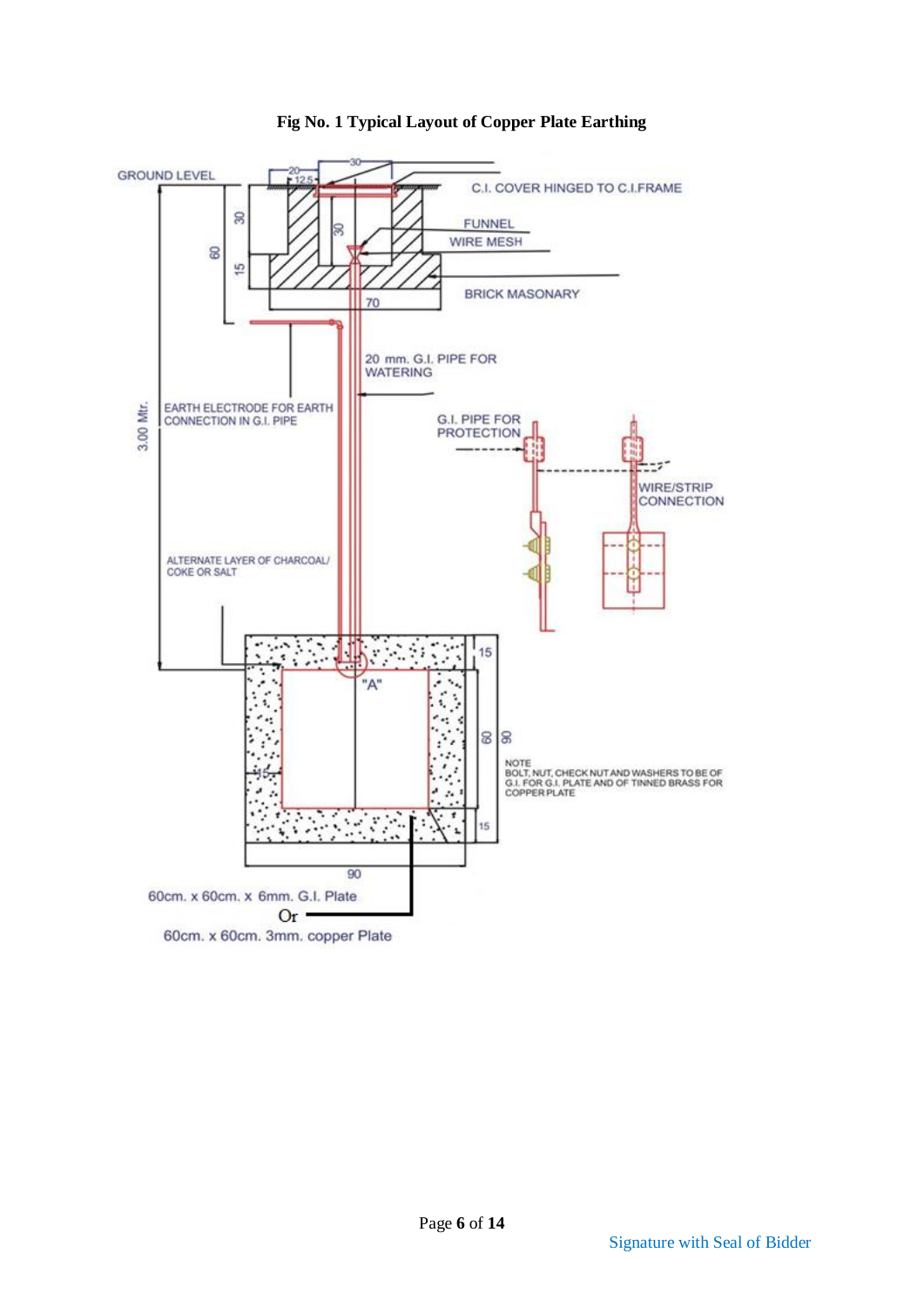**Fig No. 1 Typical Layout of Copper Plate Earthing**

GROUND LEVEL

C.I. COVER HINGED TO C.I.FRAME

FUNNEL

WIRE MESH

BRICK MASONARY

20 mm. G.I. PIPE FOR WATERING

EARTH ELECTRODE FOR EARTH CONNECTION IN G.I. PIPE

G.I. PIPE FOR PROTECTION

WIRE/STRIP CONNECTION

ALTERNATE LAYER OF CHARCOAL/ COKE OR SALT

3.00 Mtr.

"A"

NOTE
BOLT, NUT, CHECK NUT AND WASHERS TO BE OF G.I. FOR G.I. PLATE AND OF TINNED BRASS FOR COPPER PLATE

60cm. x 60cm. x 6mm. G.I. Plate
Or
60cm. x 60cm. 3mm. copper Plate

Signature with Seal of Bidder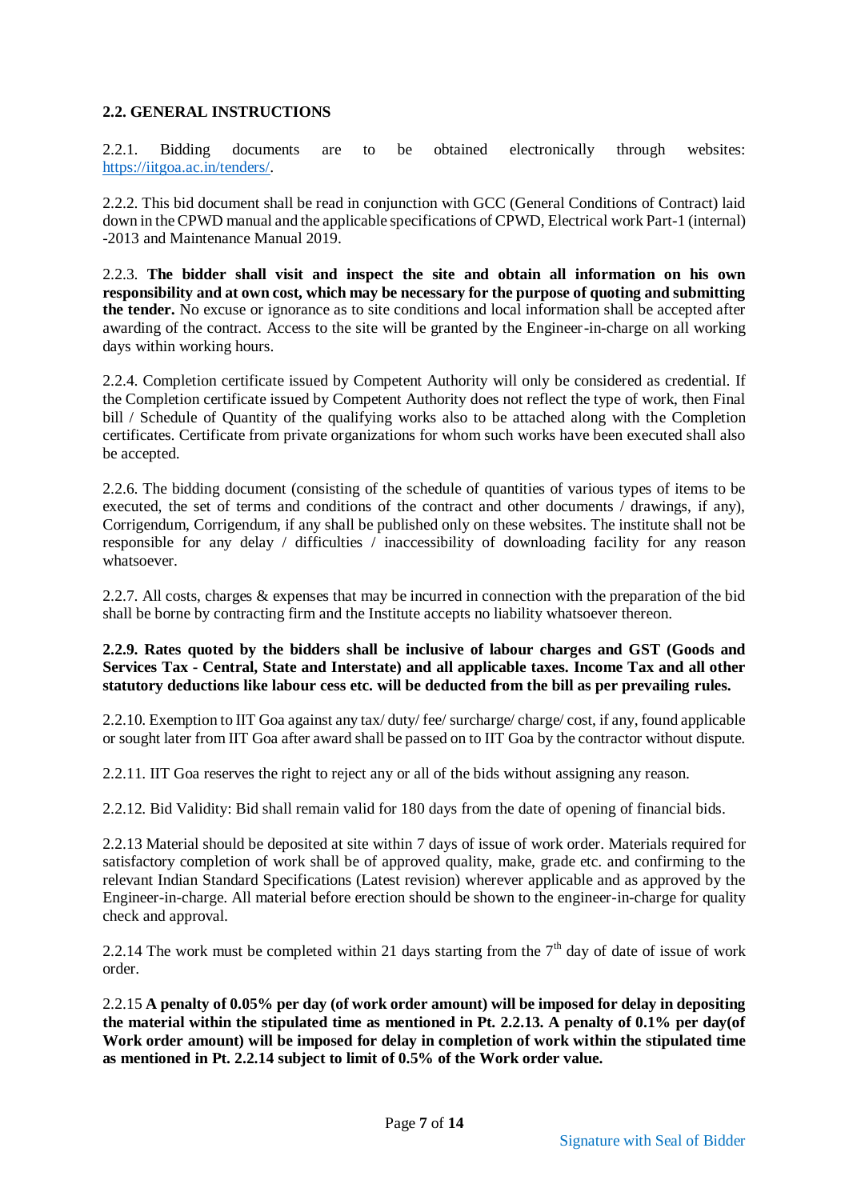### 2.2. GENERAL INSTRUCTIONS

2.2.1. Bidding documents are to be obtained electronically through websites: https://iitgoa.ac.in/tenders/.

2.2.2. This bid document shall be read in conjunction with GCC (General Conditions of Contract) laid down in the CPWD manual and the applicable specifications of CPWD, Electrical work Part-1 (internal) -2013 and Maintenance Manual 2019.

2.2.3. **The bidder shall visit and inspect the site and obtain all information on his own responsibility and at own cost, which may be necessary for the purpose of quoting and submitting the tender.** No excuse or ignorance as to site conditions and local information shall be accepted after awarding of the contract. Access to the site will be granted by the Engineer-in-charge on all working days within working hours.

2.2.4. Completion certificate issued by Competent Authority will only be considered as credential. If the Completion certificate issued by Competent Authority does not reflect the type of work, then Final bill / Schedule of Quantity of the qualifying works also to be attached along with the Completion certificates. Certificate from private organizations for whom such works have been executed shall also be accepted.

2.2.6. The bidding document (consisting of the schedule of quantities of various types of items to be executed, the set of terms and conditions of the contract and other documents / drawings, if any), Corrigendum, Corrigendum, if any shall be published only on these websites. The institute shall not be responsible for any delay / difficulties / inaccessibility of downloading facility for any reason whatsoever.

2.2.7. All costs, charges & expenses that may be incurred in connection with the preparation of the bid shall be borne by contracting firm and the Institute accepts no liability whatsoever thereon.

**2.2.9. Rates quoted by the bidders shall be inclusive of labour charges and GST (Goods and Services Tax - Central, State and Interstate) and all applicable taxes. Income Tax and all other statutory deductions like labour cess etc. will be deducted from the bill as per prevailing rules.**

2.2.10. Exemption to IIT Goa against any tax/ duty/ fee/ surcharge/ charge/ cost, if any, found applicable or sought later from IIT Goa after award shall be passed on to IIT Goa by the contractor without dispute.

2.2.11. IIT Goa reserves the right to reject any or all of the bids without assigning any reason.

2.2.12. Bid Validity: Bid shall remain valid for 180 days from the date of opening of financial bids.

2.2.13 Material should be deposited at site within 7 days of issue of work order. Materials required for satisfactory completion of work shall be of approved quality, make, grade etc. and confirming to the relevant Indian Standard Specifications (Latest revision) wherever applicable and as approved by the Engineer-in-charge. All material before erection should be shown to the engineer-in-charge for quality check and approval.

2.2.14 The work must be completed within 21 days starting from the 7th day of date of issue of work order.

2.2.15 **A penalty of 0.05% per day (of work order amount) will be imposed for delay in depositing the material within the stipulated time as mentioned in Pt. 2.2.13. A penalty of 0.1% per day(of Work order amount) will be imposed for delay in completion of work within the stipulated time as mentioned in Pt. 2.2.14 subject to limit of 0.5% of the Work order value.**

Signature with Seal of Bidder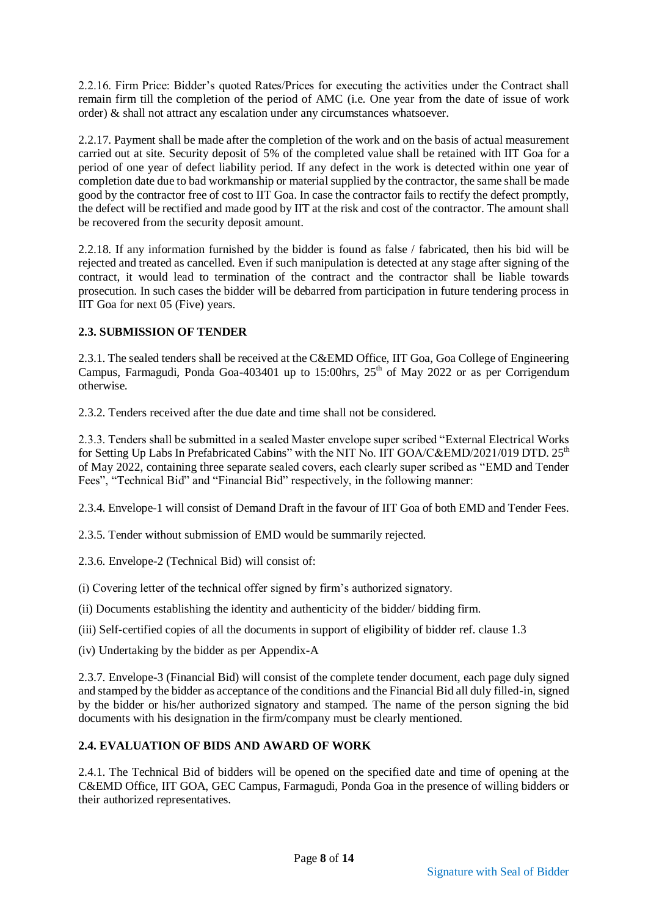2.2.16. Firm Price: Bidder's quoted Rates/Prices for executing the activities under the Contract shall remain firm till the completion of the period of AMC (i.e. One year from the date of issue of work order) & shall not attract any escalation under any circumstances whatsoever.

2.2.17. Payment shall be made after the completion of the work and on the basis of actual measurement carried out at site. Security deposit of 5% of the completed value shall be retained with IIT Goa for a period of one year of defect liability period. If any defect in the work is detected within one year of completion date due to bad workmanship or material supplied by the contractor, the same shall be made good by the contractor free of cost to IIT Goa. In case the contractor fails to rectify the defect promptly, the defect will be rectified and made good by IIT at the risk and cost of the contractor. The amount shall be recovered from the security deposit amount.

2.2.18. If any information furnished by the bidder is found as false / fabricated, then his bid will be rejected and treated as cancelled. Even if such manipulation is detected at any stage after signing of the contract, it would lead to termination of the contract and the contractor shall be liable towards prosecution. In such cases the bidder will be debarred from participation in future tendering process in IIT Goa for next 05 (Five) years.

### 2.3. SUBMISSION OF TENDER

2.3.1. The sealed tenders shall be received at the C&EMD Office, IIT Goa, Goa College of Engineering Campus, Farmagudi, Ponda Goa-403401 up to 15:00hrs, 25th of May 2022 or as per Corrigendum otherwise.

2.3.2. Tenders received after the due date and time shall not be considered.

2.3.3. Tenders shall be submitted in a sealed Master envelope super scribed "External Electrical Works for Setting Up Labs In Prefabricated Cabins" with the NIT No. IIT GOA/C&EMD/2021/019 DTD. 25th of May 2022, containing three separate sealed covers, each clearly super scribed as "EMD and Tender Fees", "Technical Bid" and "Financial Bid" respectively, in the following manner:

2.3.4. Envelope-1 will consist of Demand Draft in the favour of IIT Goa of both EMD and Tender Fees.

2.3.5. Tender without submission of EMD would be summarily rejected.

2.3.6. Envelope-2 (Technical Bid) will consist of:

(i) Covering letter of the technical offer signed by firm's authorized signatory.

(ii) Documents establishing the identity and authenticity of the bidder/ bidding firm.

(iii) Self-certified copies of all the documents in support of eligibility of bidder ref. clause 1.3

(iv) Undertaking by the bidder as per Appendix-A

2.3.7. Envelope-3 (Financial Bid) will consist of the complete tender document, each page duly signed and stamped by the bidder as acceptance of the conditions and the Financial Bid all duly filled-in, signed by the bidder or his/her authorized signatory and stamped. The name of the person signing the bid documents with his designation in the firm/company must be clearly mentioned.

### 2.4. EVALUATION OF BIDS AND AWARD OF WORK

2.4.1. The Technical Bid of bidders will be opened on the specified date and time of opening at the C&EMD Office, IIT GOA, GEC Campus, Farmagudi, Ponda Goa in the presence of willing bidders or their authorized representatives.

Signature with Seal of Bidder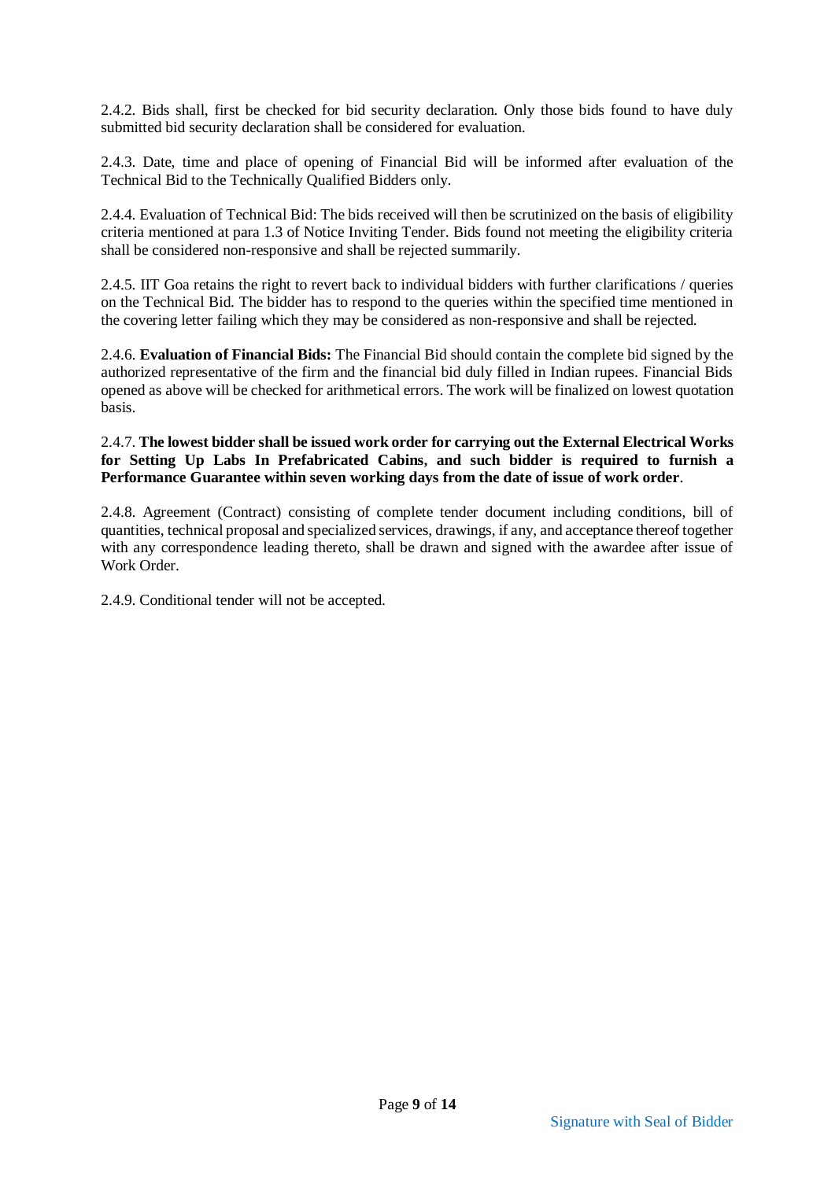2.4.2. Bids shall, first be checked for bid security declaration. Only those bids found to have duly submitted bid security declaration shall be considered for evaluation.

2.4.3. Date, time and place of opening of Financial Bid will be informed after evaluation of the Technical Bid to the Technically Qualified Bidders only.

2.4.4. Evaluation of Technical Bid: The bids received will then be scrutinized on the basis of eligibility criteria mentioned at para 1.3 of Notice Inviting Tender. Bids found not meeting the eligibility criteria shall be considered non-responsive and shall be rejected summarily.

2.4.5. IIT Goa retains the right to revert back to individual bidders with further clarifications / queries on the Technical Bid. The bidder has to respond to the queries within the specified time mentioned in the covering letter failing which they may be considered as non-responsive and shall be rejected.

2.4.6. **Evaluation of Financial Bids:** The Financial Bid should contain the complete bid signed by the authorized representative of the firm and the financial bid duly filled in Indian rupees. Financial Bids opened as above will be checked for arithmetical errors. The work will be finalized on lowest quotation basis.

2.4.7. **The lowest bidder shall be issued work order for carrying out the External Electrical Works for Setting Up Labs In Prefabricated Cabins, and such bidder is required to furnish a Performance Guarantee within seven working days from the date of issue of work order**.

2.4.8. Agreement (Contract) consisting of complete tender document including conditions, bill of quantities, technical proposal and specialized services, drawings, if any, and acceptance thereof together with any correspondence leading thereto, shall be drawn and signed with the awardee after issue of Work Order.

2.4.9. Conditional tender will not be accepted.

Signature with Seal of Bidder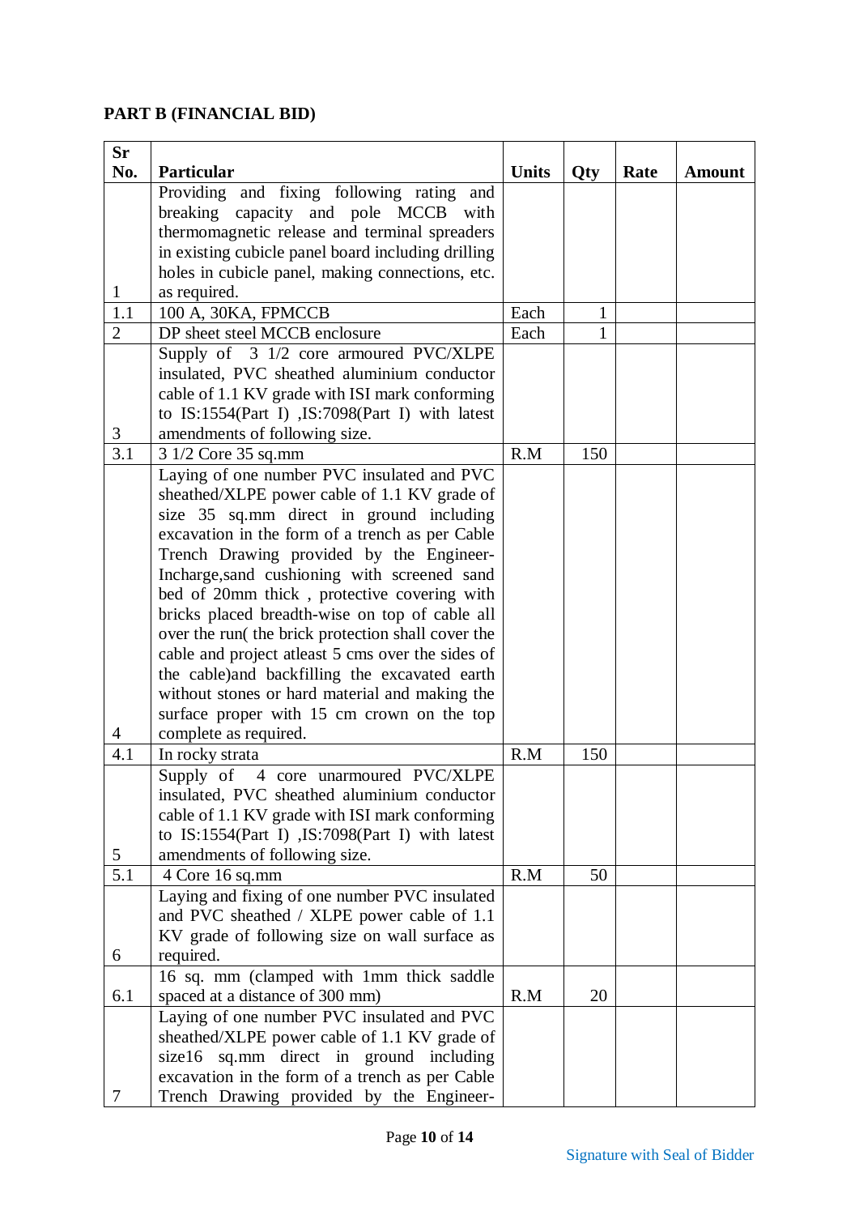## PART B (FINANCIAL BID)

| Sr No. | Particular | Units | Qty | Rate | Amount |
|---|---|---|---|---|---|
| 1 | Providing and fixing following rating and breaking capacity and pole MCCB with thermomagnetic release and terminal spreaders in existing cubicle panel board including drilling holes in cubicle panel, making connections, etc. as required. | | | | |
| 1.1 | 100 A, 30KA, FPMCCB | Each | 1 | | |
| 2 | DP sheet steel MCCB enclosure | Each | 1 | | |
| 3 | Supply of 3 1/2 core armoured PVC/XLPE insulated, PVC sheathed aluminium conductor cable of 1.1 KV grade with ISI mark conforming to IS:1554(Part I) ,IS:7098(Part I) with latest amendments of following size. | | | | |
| 3.1 | 3 1/2 Core 35 sq.mm | R.M | 150 | | |
| 4 | Laying of one number PVC insulated and PVC sheathed/XLPE power cable of 1.1 KV grade of size 35 sq.mm direct in ground including excavation in the form of a trench as per Cable Trench Drawing provided by the Engineer-Incharge,sand cushioning with screened sand bed of 20mm thick , protective covering with bricks placed breadth-wise on top of cable all over the run( the brick protection shall cover the cable and project atleast 5 cms over the sides of the cable)and backfilling the excavated earth without stones or hard material and making the surface proper with 15 cm crown on the top complete as required. | | | | |
| 4.1 | In rocky strata | R.M | 150 | | |
| 5 | Supply of 4 core unarmoured PVC/XLPE insulated, PVC sheathed aluminium conductor cable of 1.1 KV grade with ISI mark conforming to IS:1554(Part I) ,IS:7098(Part I) with latest amendments of following size. | | | | |
| 5.1 | 4 Core 16 sq.mm | R.M | 50 | | |
| 6 | Laying and fixing of one number PVC insulated and PVC sheathed / XLPE power cable of 1.1 KV grade of following size on wall surface as required. | | | | |
| 6.1 | 16 sq. mm (clamped with 1mm thick saddle spaced at a distance of 300 mm) | R.M | 20 | | |
| 7 | Laying of one number PVC insulated and PVC sheathed/XLPE power cable of 1.1 KV grade of size16 sq.mm direct in ground including excavation in the form of a trench as per Cable Trench Drawing provided by the Engineer- | | | | |

Signature with Seal of Bidder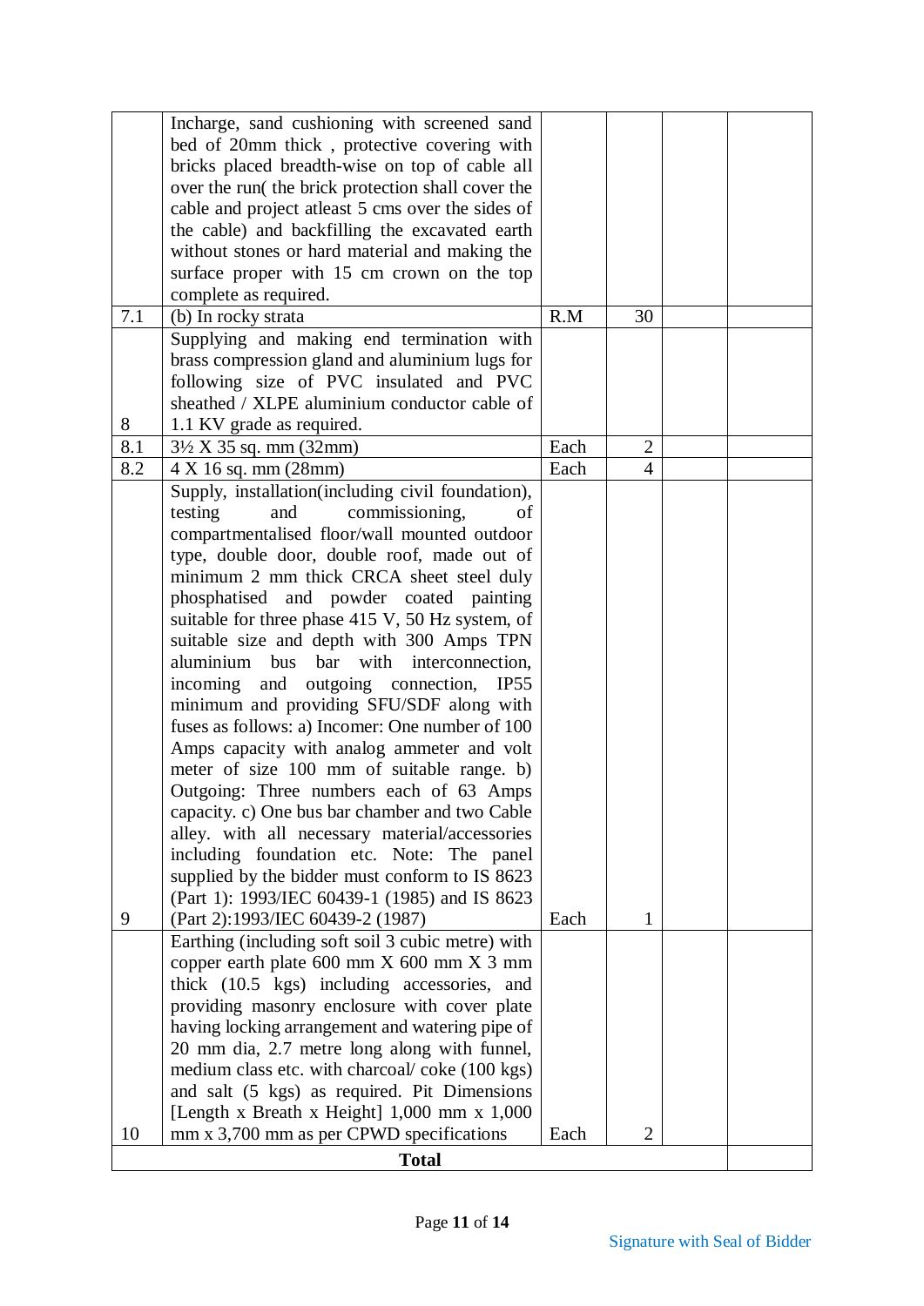| | | | | | |
|---|---|---|---|---|---|
| | Incharge, sand cushioning with screened sand bed of 20mm thick , protective covering with bricks placed breadth-wise on top of cable all over the run( the brick protection shall cover the cable and project atleast 5 cms over the sides of the cable) and backfilling the excavated earth without stones or hard material and making the surface proper with 15 cm crown on the top complete as required. | | | | |
| 7.1 | (b) In rocky strata | R.M | 30 | | |
| 8 | Supplying and making end termination with brass compression gland and aluminium lugs for following size of PVC insulated and PVC sheathed / XLPE aluminium conductor cable of 1.1 KV grade as required. | | | | |
| 8.1 | 3½ X 35 sq. mm (32mm) | Each | 2 | | |
| 8.2 | 4 X 16 sq. mm (28mm) | Each | 4 | | |
| 9 | Supply, installation(including civil foundation), testing and commissioning, of compartmentalised floor/wall mounted outdoor type, double door, double roof, made out of minimum 2 mm thick CRCA sheet steel duly phosphatised and powder coated painting suitable for three phase 415 V, 50 Hz system, of suitable size and depth with 300 Amps TPN aluminium bus bar with interconnection, incoming and outgoing connection, IP55 minimum and providing SFU/SDF along with fuses as follows: a) Incomer: One number of 100 Amps capacity with analog ammeter and volt meter of size 100 mm of suitable range. b) Outgoing: Three numbers each of 63 Amps capacity. c) One bus bar chamber and two Cable alley. with all necessary material/accessories including foundation etc. Note: The panel supplied by the bidder must conform to IS 8623 (Part 1): 1993/IEC 60439-1 (1985) and IS 8623 (Part 2):1993/IEC 60439-2 (1987) | Each | 1 | | |
| 10 | Earthing (including soft soil 3 cubic metre) with copper earth plate 600 mm X 600 mm X 3 mm thick (10.5 kgs) including accessories, and providing masonry enclosure with cover plate having locking arrangement and watering pipe of 20 mm dia, 2.7 metre long along with funnel, medium class etc. with charcoal/ coke (100 kgs) and salt (5 kgs) as required. Pit Dimensions [Length x Breath x Height] 1,000 mm x 1,000 mm x 3,700 mm as per CPWD specifications | Each | 2 | | |
| | **Total** | | | | |

Signature with Seal of Bidder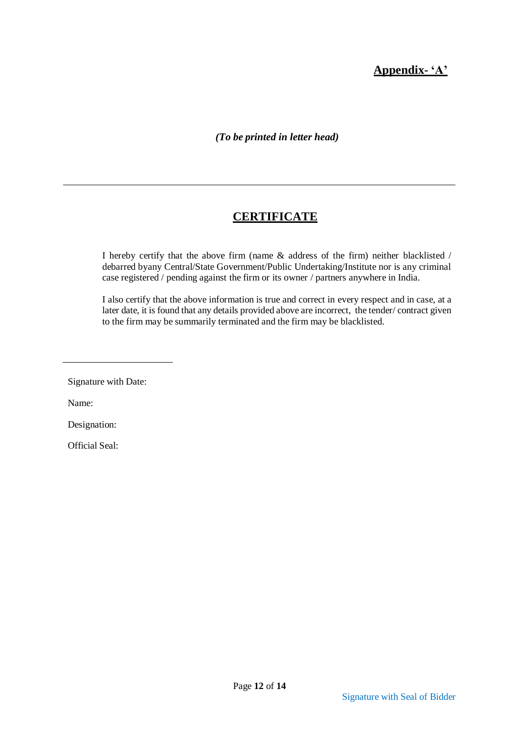**Appendix- 'A'**

***(To be printed in letter head)***

---

## CERTIFICATE

I hereby certify that the above firm (name & address of the firm) neither blacklisted / debarred byany Central/State Government/Public Undertaking/Institute nor is any criminal case registered / pending against the firm or its owner / partners anywhere in India.

I also certify that the above information is true and correct in every respect and in case, at a later date, it is found that any details provided above are incorrect, the tender/ contract given to the firm may be summarily terminated and the firm may be blacklisted.

______________________

Signature with Date:

Name:

Designation:

Official Seal:

Signature with Seal of Bidder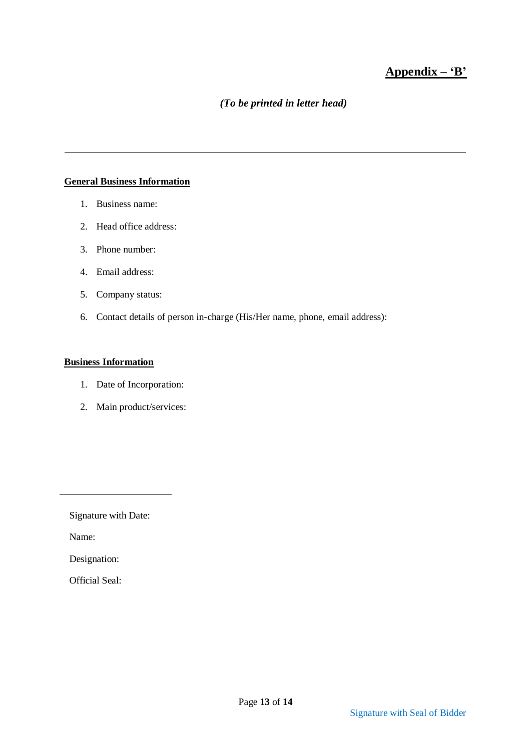# Appendix – 'B'

*(To be printed in letter head)*

---

**General Business Information**

1. Business name:
2. Head office address:
3. Phone number:
4. Email address:
5. Company status:
6. Contact details of person in-charge (His/Her name, phone, email address):

**Business Information**

1. Date of Incorporation:
2. Main product/services:

\_\_\_\_\_\_\_\_\_\_\_\_\_\_\_\_\_\_\_\_\_\_\_\_

Signature with Date:

Name:

Designation:

Official Seal:

Signature with Seal of Bidder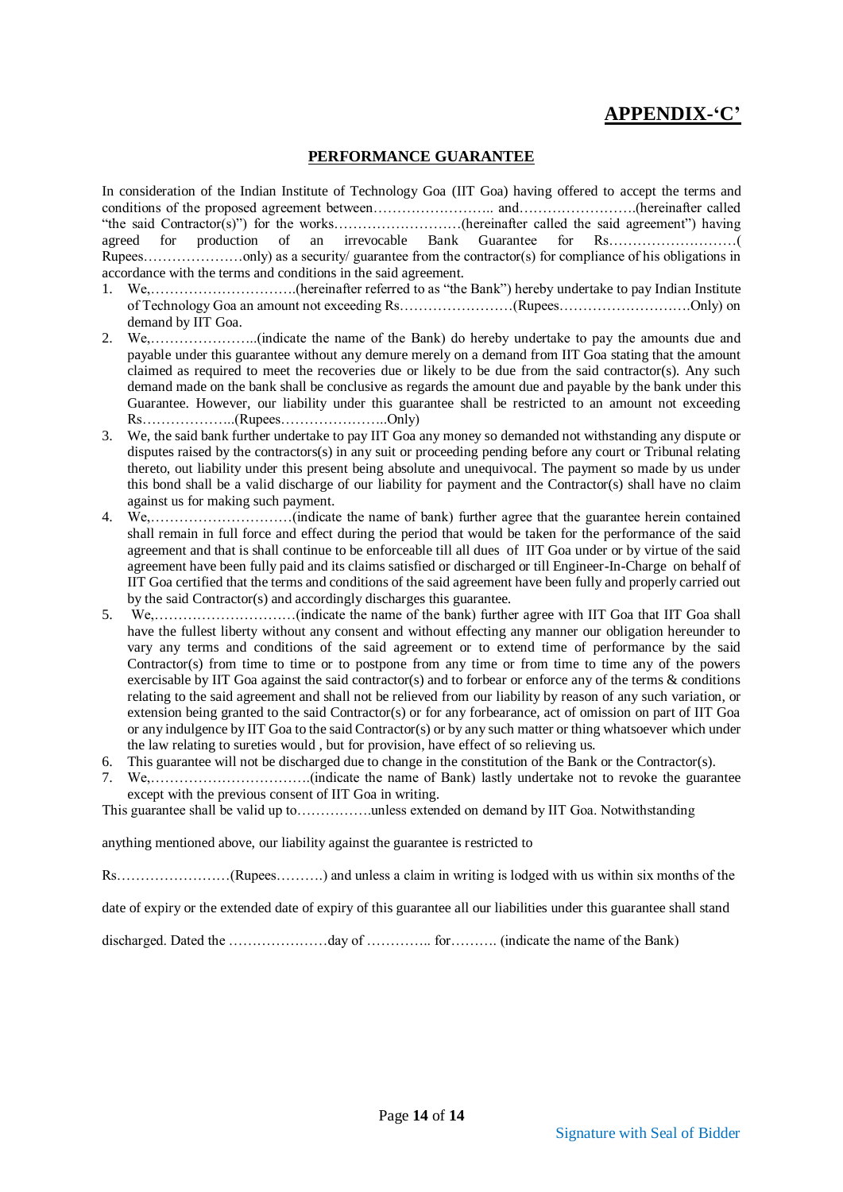# APPENDIX-'C'

## PERFORMANCE GUARANTEE

In consideration of the Indian Institute of Technology Goa (IIT Goa) having offered to accept the terms and conditions of the proposed agreement between…………………….. and…………………….(hereinafter called "the said Contractor(s)") for the works………………………(hereinafter called the said agreement") having agreed for production of an irrevocable Bank Guarantee for Rs………………………( Rupees…………………only) as a security/ guarantee from the contractor(s) for compliance of his obligations in accordance with the terms and conditions in the said agreement.

1. We,………………………….(hereinafter referred to as "the Bank") hereby undertake to pay Indian Institute of Technology Goa an amount not exceeding Rs……………………(Rupees……………………….Only) on demand by IIT Goa.
2. We,…………………..(indicate the name of the Bank) do hereby undertake to pay the amounts due and payable under this guarantee without any demure merely on a demand from IIT Goa stating that the amount claimed as required to meet the recoveries due or likely to be due from the said contractor(s). Any such demand made on the bank shall be conclusive as regards the amount due and payable by the bank under this Guarantee. However, our liability under this guarantee shall be restricted to an amount not exceeding Rs………………..(Rupees…………………..Only)
3. We, the said bank further undertake to pay IIT Goa any money so demanded not withstanding any dispute or disputes raised by the contractors(s) in any suit or proceeding pending before any court or Tribunal relating thereto, out liability under this present being absolute and unequivocal. The payment so made by us under this bond shall be a valid discharge of our liability for payment and the Contractor(s) shall have no claim against us for making such payment.
4. We,…………………………(indicate the name of bank) further agree that the guarantee herein contained shall remain in full force and effect during the period that would be taken for the performance of the said agreement and that is shall continue to be enforceable till all dues of IIT Goa under or by virtue of the said agreement have been fully paid and its claims satisfied or discharged or till Engineer-In-Charge on behalf of IIT Goa certified that the terms and conditions of the said agreement have been fully and properly carried out by the said Contractor(s) and accordingly discharges this guarantee.
5. We,…………………………(indicate the name of the bank) further agree with IIT Goa that IIT Goa shall have the fullest liberty without any consent and without effecting any manner our obligation hereunder to vary any terms and conditions of the said agreement or to extend time of performance by the said Contractor(s) from time to time or to postpone from any time or from time to time any of the powers exercisable by IIT Goa against the said contractor(s) and to forbear or enforce any of the terms & conditions relating to the said agreement and shall not be relieved from our liability by reason of any such variation, or extension being granted to the said Contractor(s) or for any forbearance, act of omission on part of IIT Goa or any indulgence by IIT Goa to the said Contractor(s) or by any such matter or thing whatsoever which under the law relating to sureties would , but for provision, have effect of so relieving us.
6. This guarantee will not be discharged due to change in the constitution of the Bank or the Contractor(s).
7. We,…………………………….(indicate the name of Bank) lastly undertake not to revoke the guarantee except with the previous consent of IIT Goa in writing.

This guarantee shall be valid up to…………….unless extended on demand by IIT Goa. Notwithstanding anything mentioned above, our liability against the guarantee is restricted to Rs……………………(Rupees……….) and unless a claim in writing is lodged with us within six months of the date of expiry or the extended date of expiry of this guarantee all our liabilities under this guarantee shall stand discharged. Dated the …………………day of ………….. for………. (indicate the name of the Bank)

Signature with Seal of Bidder